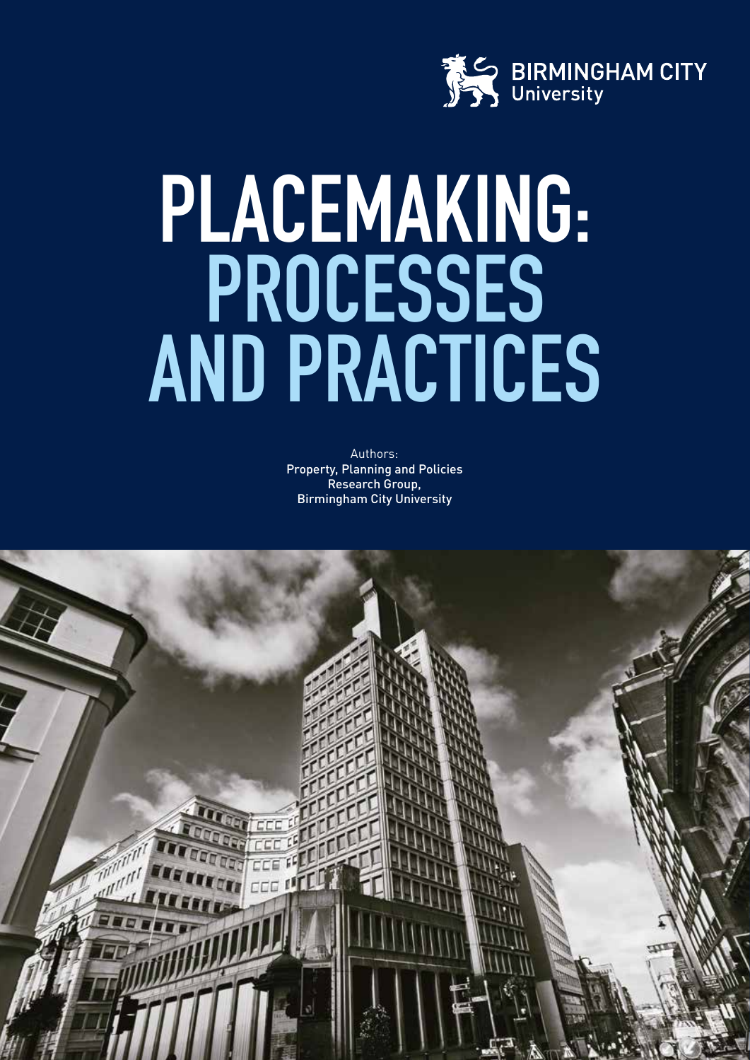BIRMINGHAM CITY
University

# PLACEMAKING: PROCESSES AND PRACTICES

Authors:
Property, Planning and Policies
Research Group,
Birmingham City University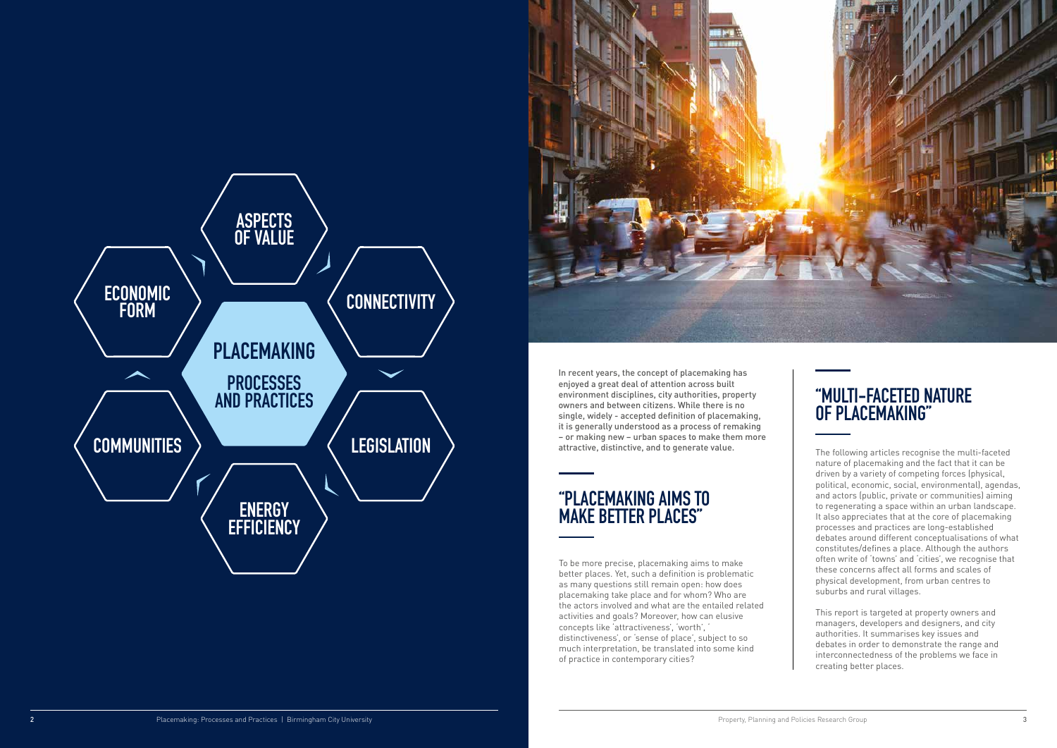ASPECTS OF VALUE

ECONOMIC FORM

CONNECTIVITY

PLACEMAKING

PROCESSES AND PRACTICES

COMMUNITIES

LEGISLATION

ENERGY EFFICIENCY

In recent years, the concept of placemaking has enjoyed a great deal of attention across built environment disciplines, city authorities, property owners and between citizens. While there is no single, widely - accepted definition of placemaking, it is generally understood as a process of remaking – or making new – urban spaces to make them more attractive, distinctive, and to generate value.

## "PLACEMAKING AIMS TO MAKE BETTER PLACES"

To be more precise, placemaking aims to make better places. Yet, such a definition is problematic as many questions still remain open: how does placemaking take place and for whom? Who are the actors involved and what are the entailed related activities and goals? Moreover, how can elusive concepts like 'attractiveness', 'worth', ' distinctiveness', or 'sense of place', subject to so much interpretation, be translated into some kind of practice in contemporary cities?

## "MULTI-FACETED NATURE OF PLACEMAKING"

The following articles recognise the multi-faceted nature of placemaking and the fact that it can be driven by a variety of competing forces (physical, political, economic, social, environmental), agendas, and actors (public, private or communities) aiming to regenerating a space within an urban landscape. It also appreciates that at the core of placemaking processes and practices are long-established debates around different conceptualisations of what constitutes/defines a place. Although the authors often write of 'towns' and 'cities', we recognise that these concerns affect all forms and scales of physical development, from urban centres to suburbs and rural villages.

This report is targeted at property owners and managers, developers and designers, and city authorities. It summarises key issues and debates in order to demonstrate the range and interconnectedness of the problems we face in creating better places.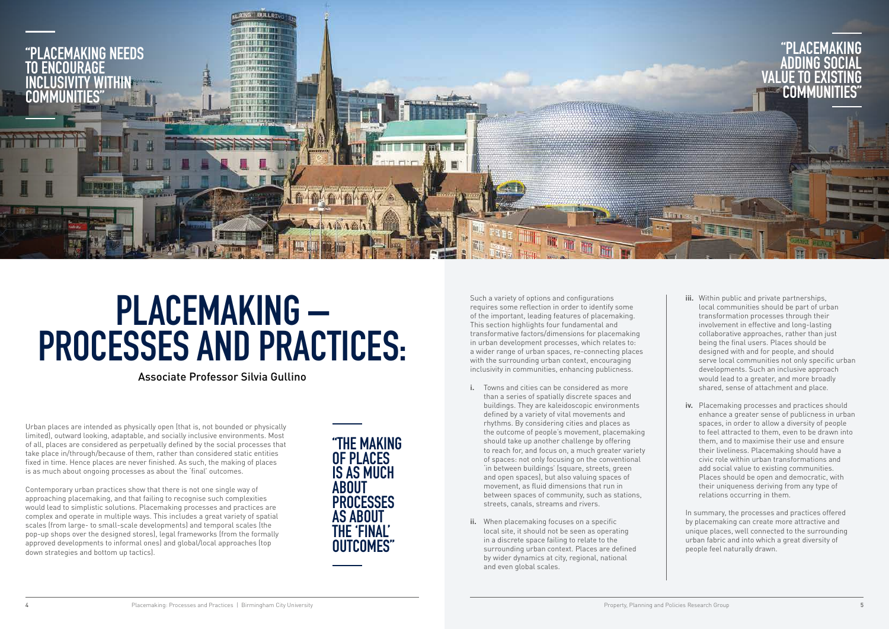"PLACEMAKING NEEDS TO ENCOURAGE INCLUSIVITY WITHIN COMMUNITIES"

"PLACEMAKING ADDING SOCIAL VALUE TO EXISTING COMMUNITIES"

# PLACEMAKING – PROCESSES AND PRACTICES:

Associate Professor Silvia Gullino

Urban places are intended as physically open (that is, not bounded or physically limited), outward looking, adaptable, and socially inclusive environments. Most of all, places are considered as perpetually defined by the social processes that take place in/through/because of them, rather than considered static entities fixed in time. Hence places are never finished. As such, the making of places is as much about ongoing processes as about the 'final' outcomes.

Contemporary urban practices show that there is not one single way of approaching placemaking, and that failing to recognise such complexities would lead to simplistic solutions. Placemaking processes and practices are complex and operate in multiple ways. This includes a great variety of spatial scales (from large- to small-scale developments) and temporal scales (the pop-up shops over the designed stores), legal frameworks (from the formally approved developments to informal ones) and global/local approaches (top down strategies and bottom up tactics).

"THE MAKING OF PLACES IS AS MUCH ABOUT PROCESSES AS ABOUT THE 'FINAL' OUTCOMES"

Such a variety of options and configurations requires some reflection in order to identify some of the important, leading features of placemaking. This section highlights four fundamental and transformative factors/dimensions for placemaking in urban development processes, which relates to: a wider range of urban spaces, re-connecting places with the surrounding urban context, encouraging inclusivity in communities, enhancing publicness.

**i.** Towns and cities can be considered as more than a series of spatially discrete spaces and buildings. They are kaleidoscopic environments defined by a variety of vital movements and rhythms. By considering cities and places as the outcome of people's movement, placemaking should take up another challenge by offering to reach for, and focus on, a much greater variety of spaces: not only focusing on the conventional 'in between buildings' (square, streets, green and open spaces), but also valuing spaces of movement, as fluid dimensions that run in between spaces of community, such as stations, streets, canals, streams and rivers.

**ii.** When placemaking focuses on a specific local site, it should not be seen as operating in a discrete space failing to relate to the surrounding urban context. Places are defined by wider dynamics at city, regional, national and even global scales.

**iii.** Within public and private partnerships, local communities should be part of urban transformation processes through their involvement in effective and long-lasting collaborative approaches, rather than just being the final users. Places should be designed with and for people, and should serve local communities not only specific urban developments. Such an inclusive approach would lead to a greater, and more broadly shared, sense of attachment and place.

**iv.** Placemaking processes and practices should enhance a greater sense of publicness in urban spaces, in order to allow a diversity of people to feel attracted to them, even to be drawn into them, and to maximise their use and ensure their liveliness. Placemaking should have a civic role within urban transformations and add social value to existing communities. Places should be open and democratic, with their uniqueness deriving from any type of relations occurring in them.

In summary, the processes and practices offered by placemaking can create more attractive and unique places, well connected to the surrounding urban fabric and into which a great diversity of people feel naturally drawn.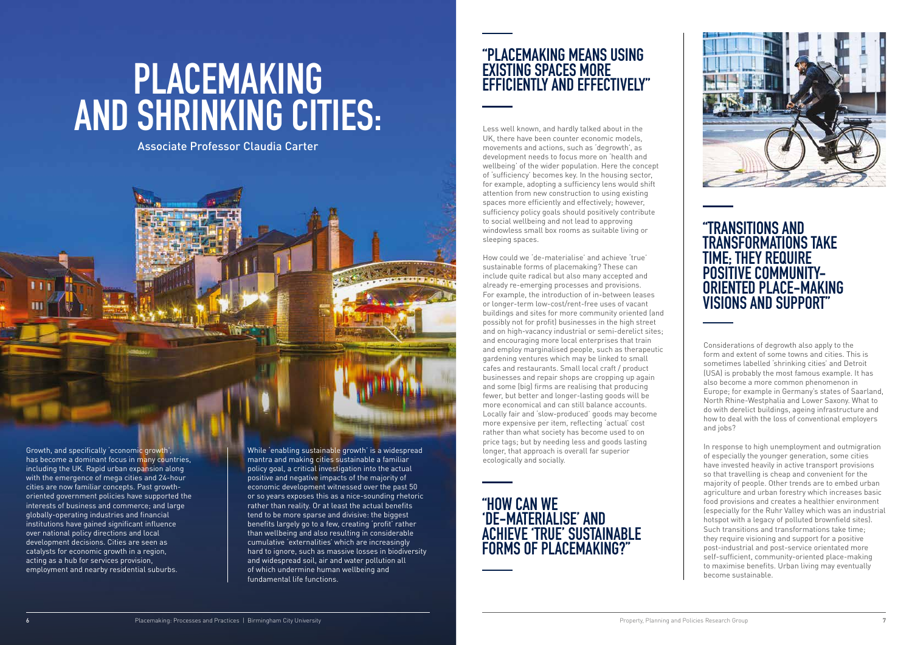# PLACEMAKING AND SHRINKING CITIES:

Associate Professor Claudia Carter

Growth, and specifically 'economic growth', has become a dominant focus in many countries, including the UK. Rapid urban expansion along with the emergence of mega cities and 24-hour cities are now familiar concepts. Past growth-oriented government policies have supported the interests of business and commerce; and large globally-operating industries and financial institutions have gained significant influence over national policy directions and local development decisions. Cities are seen as catalysts for economic growth in a region, acting as a hub for services provision, employment and nearby residential suburbs.

While 'enabling sustainable growth' is a widespread mantra and making cities sustainable a familiar policy goal, a critical investigation into the actual positive and negative impacts of the majority of economic development witnessed over the past 50 or so years exposes this as a nice-sounding rhetoric rather than reality. Or at least the actual benefits tend to be more sparse and divisive: the biggest benefits largely go to a few, creating 'profit' rather than wellbeing and also resulting in considerable cumulative 'externalities' which are increasingly hard to ignore, such as massive losses in biodiversity and widespread soil, air and water pollution all of which undermine human wellbeing and fundamental life functions.

## "PLACEMAKING MEANS USING EXISTING SPACES MORE EFFICIENTLY AND EFFECTIVELY"

Less well known, and hardly talked about in the UK, there have been counter economic models, movements and actions, such as 'degrowth', as development needs to focus more on 'health and wellbeing' of the wider population. Here the concept of 'sufficiency' becomes key. In the housing sector, for example, adopting a sufficiency lens would shift attention from new construction to using existing spaces more efficiently and effectively; however, sufficiency policy goals should positively contribute to social wellbeing and not lead to approving windowless small box rooms as suitable living or sleeping spaces.

How could we 'de-materialise' and achieve 'true' sustainable forms of placemaking? These can include quite radical but also many accepted and already re-emerging processes and provisions. For example, the introduction of in-between leases or longer-term low-cost/rent-free uses of vacant buildings and sites for more community oriented (and possibly not for profit) businesses in the high street and on high-vacancy industrial or semi-derelict sites; and encouraging more local enterprises that train and employ marginalised people, such as therapeutic gardening ventures which may be linked to small cafes and restaurants. Small local craft / product businesses and repair shops are cropping up again and some (big) firms are realising that producing fewer, but better and longer-lasting goods will be more economical and can still balance accounts. Locally fair and 'slow-produced' goods may become more expensive per item, reflecting 'actual' cost rather than what society has become used to on price tags; but by needing less and goods lasting longer, that approach is overall far superior ecologically and socially.

## "HOW CAN WE 'DE-MATERIALISE' AND ACHIEVE 'TRUE' SUSTAINABLE FORMS OF PLACEMAKING?"

## "TRANSITIONS AND TRANSFORMATIONS TAKE TIME; THEY REQUIRE POSITIVE COMMUNITY-ORIENTED PLACE-MAKING VISIONS AND SUPPORT"

Considerations of degrowth also apply to the form and extent of some towns and cities. This is sometimes labelled 'shrinking cities' and Detroit (USA) is probably the most famous example. It has also become a more common phenomenon in Europe; for example in Germany's states of Saarland, North Rhine-Westphalia and Lower Saxony. What to do with derelict buildings, ageing infrastructure and how to deal with the loss of conventional employers and jobs?

In response to high unemployment and outmigration of especially the younger generation, some cities have invested heavily in active transport provisions so that travelling is cheap and convenient for the majority of people. Other trends are to embed urban agriculture and urban forestry which increases basic food provisions and creates a healthier environment (especially for the Ruhr Valley which was an industrial hotspot with a legacy of polluted brownfield sites). Such transitions and transformations take time; they require visioning and support for a positive post-industrial and post-service orientated more self-sufficient, community-oriented place-making to maximise benefits. Urban living may eventually become sustainable.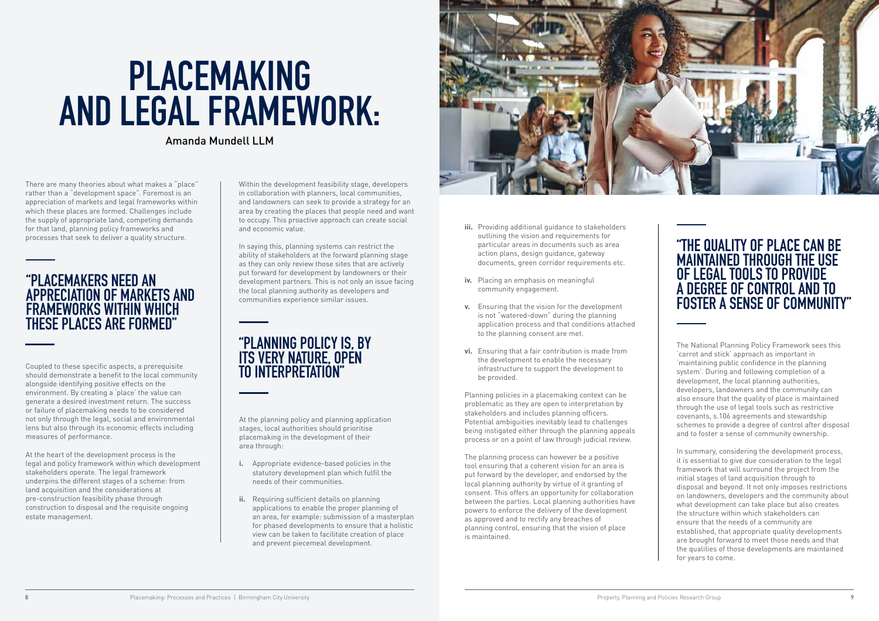# PLACEMAKING AND LEGAL FRAMEWORK:

Amanda Mundell LLM

There are many theories about what makes a "place" rather than a "development space". Foremost is an appreciation of markets and legal frameworks within which these places are formed. Challenges include the supply of appropriate land, competing demands for that land, planning policy frameworks and processes that seek to deliver a quality structure.

## "PLACEMAKERS NEED AN APPRECIATION OF MARKETS AND FRAMEWORKS WITHIN WHICH THESE PLACES ARE FORMED"

Coupled to these specific aspects, a prerequisite should demonstrate a benefit to the local community alongside identifying positive effects on the environment. By creating a 'place' the value can generate a desired investment return. The success or failure of placemaking needs to be considered not only through the legal, social and environmental lens but also through its economic effects including measures of performance.

At the heart of the development process is the legal and policy framework within which development stakeholders operate. The legal framework underpins the different stages of a scheme: from land acquisition and the considerations at pre-construction feasibility phase through construction to disposal and the requisite ongoing estate management.

Within the development feasibility stage, developers in collaboration with planners, local communities, and landowners can seek to provide a strategy for an area by creating the places that people need and want to occupy. This proactive approach can create social and economic value.

In saying this, planning systems can restrict the ability of stakeholders at the forward planning stage as they can only review those sites that are actively put forward for development by landowners or their development partners. This is not only an issue facing the local planning authority as developers and communities experience similar issues.

## "PLANNING POLICY IS, BY ITS VERY NATURE, OPEN TO INTERPRETATION"

At the planning policy and planning application stages, local authorities should prioritise placemaking in the development of their area through:

- **i.** Appropriate evidence-based policies in the statutory development plan which fulfil the needs of their communities.
- **ii.** Requiring sufficient details on planning applications to enable the proper planning of an area, for example: submission of a masterplan for phased developments to ensure that a holistic view can be taken to facilitate creation of place and prevent piecemeal development.
- **iii.** Providing additional guidance to stakeholders outlining the vision and requirements for particular areas in documents such as area action plans, design guidance, gateway documents, green corridor requirements etc.
- **iv.** Placing an emphasis on meaningful community engagement.
- **v.** Ensuring that the vision for the development is not "watered-down" during the planning application process and that conditions attached to the planning consent are met.
- **vi.** Ensuring that a fair contribution is made from the development to enable the necessary infrastructure to support the development to be provided.

Planning policies in a placemaking context can be problematic as they are open to interpretation by stakeholders and includes planning officers. Potential ambiguities inevitably lead to challenges being instigated either through the planning appeals process or on a point of law through judicial review.

The planning process can however be a positive tool ensuring that a coherent vision for an area is put forward by the developer, and endorsed by the local planning authority by virtue of it granting of consent. This offers an opportunity for collaboration between the parties. Local planning authorities have powers to enforce the delivery of the development as approved and to rectify any breaches of planning control, ensuring that the vision of place is maintained.

## "THE QUALITY OF PLACE CAN BE MAINTAINED THROUGH THE USE OF LEGAL TOOLS TO PROVIDE A DEGREE OF CONTROL AND TO FOSTER A SENSE OF COMMUNITY"

The National Planning Policy Framework sees this 'carrot and stick' approach as important in 'maintaining public confidence in the planning system'. During and following completion of a development, the local planning authorities, developers, landowners and the community can also ensure that the quality of place is maintained through the use of legal tools such as restrictive covenants, s.106 agreements and stewardship schemes to provide a degree of control after disposal and to foster a sense of community ownership.

In summary, considering the development process, it is essential to give due consideration to the legal framework that will surround the project from the initial stages of land acquisition through to disposal and beyond. It not only imposes restrictions on landowners, developers and the community about what development can take place but also creates the structure within which stakeholders can ensure that the needs of a community are established, that appropriate quality developments are brought forward to meet those needs and that the qualities of those developments are maintained for years to come.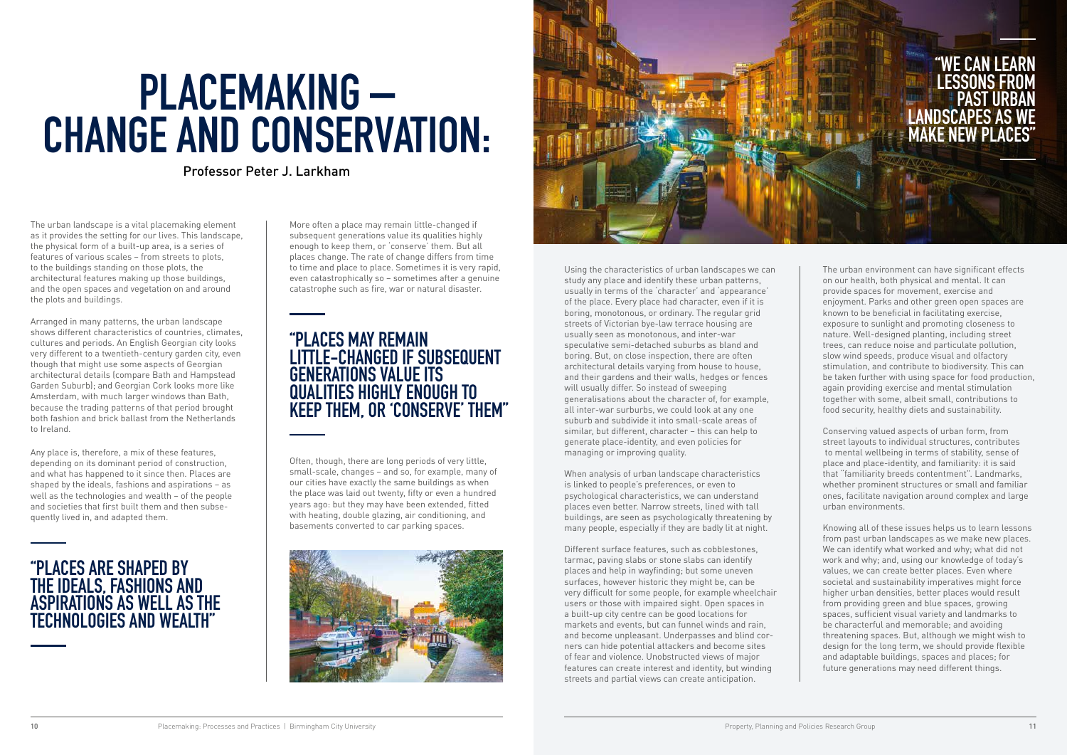# PLACEMAKING – CHANGE AND CONSERVATION:

Professor Peter J. Larkham

The urban landscape is a vital placemaking element as it provides the setting for our lives. This landscape, the physical form of a built-up area, is a series of features of various scales – from streets to plots, to the buildings standing on those plots, the architectural features making up those buildings, and the open spaces and vegetation on and around the plots and buildings.

Arranged in many patterns, the urban landscape shows different characteristics of countries, climates, cultures and periods. An English Georgian city looks very different to a twentieth-century garden city, even though that might use some aspects of Georgian architectural details (compare Bath and Hampstead Garden Suburb); and Georgian Cork looks more like Amsterdam, with much larger windows than Bath, because the trading patterns of that period brought both fashion and brick ballast from the Netherlands to Ireland.

Any place is, therefore, a mix of these features, depending on its dominant period of construction, and what has happened to it since then. Places are shaped by the ideals, fashions and aspirations – as well as the technologies and wealth – of the people and societies that first built them and then subsequently lived in, and adapted them.

## "PLACES ARE SHAPED BY THE IDEALS, FASHIONS AND ASPIRATIONS AS WELL AS THE TECHNOLOGIES AND WEALTH"

More often a place may remain little-changed if subsequent generations value its qualities highly enough to keep them, or 'conserve' them. But all places change. The rate of change differs from time to time and place to place. Sometimes it is very rapid, even catastrophically so – sometimes after a genuine catastrophe such as fire, war or natural disaster.

## "PLACES MAY REMAIN LITTLE-CHANGED IF SUBSEQUENT GENERATIONS VALUE ITS QUALITIES HIGHLY ENOUGH TO KEEP THEM, OR 'CONSERVE' THEM"

Often, though, there are long periods of very little, small-scale, changes – and so, for example, many of our cities have exactly the same buildings as when the place was laid out twenty, fifty or even a hundred years ago: but they may have been extended, fitted with heating, double glazing, air conditioning, and basements converted to car parking spaces.

## "WE CAN LEARN LESSONS FROM PAST URBAN LANDSCAPES AS WE MAKE NEW PLACES"

Using the characteristics of urban landscapes we can study any place and identify these urban patterns, usually in terms of the 'character' and 'appearance' of the place. Every place had character, even if it is boring, monotonous, or ordinary. The regular grid streets of Victorian bye-law terrace housing are usually seen as monotonous, and inter-war speculative semi-detached suburbs as bland and boring. But, on close inspection, there are often architectural details varying from house to house, and their gardens and their walls, hedges or fences will usually differ. So instead of sweeping generalisations about the character of, for example, all inter-war surburbs, we could look at any one suburb and subdivide it into small-scale areas of similar, but different, character – this can help to generate place-identity, and even policies for managing or improving quality.

When analysis of urban landscape characteristics is linked to people's preferences, or even to psychological characteristics, we can understand places even better. Narrow streets, lined with tall buildings, are seen as psychologically threatening by many people, especially if they are badly lit at night.

Different surface features, such as cobblestones, tarmac, paving slabs or stone slabs can identify places and help in wayfinding; but some uneven surfaces, however historic they might be, can be very difficult for some people, for example wheelchair users or those with impaired sight. Open spaces in a built-up city centre can be good locations for markets and events, but can funnel winds and rain, and become unpleasant. Underpasses and blind corners can hide potential attackers and become sites of fear and violence. Unobstructed views of major features can create interest and identity, but winding streets and partial views can create anticipation.

The urban environment can have significant effects on our health, both physical and mental. It can provide spaces for movement, exercise and enjoyment. Parks and other green open spaces are known to be beneficial in facilitating exercise, exposure to sunlight and promoting closeness to nature. Well-designed planting, including street trees, can reduce noise and particulate pollution, slow wind speeds, produce visual and olfactory stimulation, and contribute to biodiversity. This can be taken further with using space for food production, again providing exercise and mental stimulation together with some, albeit small, contributions to food security, healthy diets and sustainability.

Conserving valued aspects of urban form, from street layouts to individual structures, contributes to mental wellbeing in terms of stability, sense of place and place-identity, and familiarity: it is said that "familiarity breeds contentment". Landmarks, whether prominent structures or small and familiar ones, facilitate navigation around complex and large urban environments.

Knowing all of these issues helps us to learn lessons from past urban landscapes as we make new places. We can identify what worked and why; what did not work and why; and, using our knowledge of today's values, we can create better places. Even where societal and sustainability imperatives might force higher urban densities, better places would result from providing green and blue spaces, growing spaces, sufficient visual variety and landmarks to be characterful and memorable; and avoiding threatening spaces. But, although we might wish to design for the long term, we should provide flexible and adaptable buildings, spaces and places; for future generations may need different things.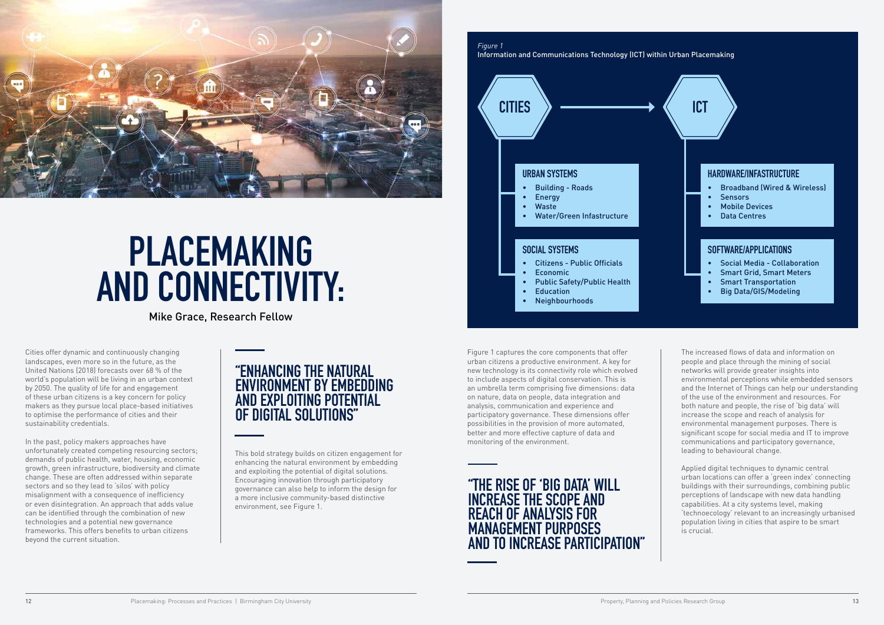# PLACEMAKING AND CONNECTIVITY:

Mike Grace, Research Fellow

Cities offer dynamic and continuously changing landscapes, even more so in the future, as the United Nations (2018) forecasts over 68 % of the world's population will be living in an urban context by 2050. The quality of life for and engagement of these urban citizens is a key concern for policy makers as they pursue local place-based initiatives to optimise the performance of cities and their sustainability credentials.

In the past, policy makers approaches have unfortunately created competing resourcing sectors; demands of public health, water, housing, economic growth, green infrastructure, biodiversity and climate change. These are often addressed within separate sectors and so they lead to 'silos' with policy misalignment with a consequence of inefficiency or even disintegration. An approach that adds value can be identified through the combination of new technologies and a potential new governance frameworks. This offers benefits to urban citizens beyond the current situation.

## "ENHANCING THE NATURAL ENVIRONMENT BY EMBEDDING AND EXPLOITING POTENTIAL OF DIGITAL SOLUTIONS"

This bold strategy builds on citizen engagement for enhancing the natural environment by embedding and exploiting the potential of digital solutions. Encouraging innovation through participatory governance can also help to inform the design for a more inclusive community-based distinctive environment, see Figure 1.

*Figure 1*
Information and Communications Technology (ICT) within Urban Placemaking

**CITIES** → **ICT**

**URBAN SYSTEMS**
- Building - Roads
- Energy
- Waste
- Water/Green Infastructure

**SOCIAL SYSTEMS**
- Citizens - Public Officials
- Economic
- Public Safety/Public Health
- Education
- Neighbourhoods

**HARDWARE/INFASTRUCTURE**
- Broadband (Wired & Wireless)
- Sensors
- Mobile Devices
- Data Centres

**SOFTWARE/APPLICATIONS**
- Social Media - Collaboration
- Smart Grid, Smart Meters
- Smart Transportation
- Big Data/GIS/Modeling

Figure 1 captures the core components that offer urban citizens a productive environment. A key for new technology is its connectivity role which evolved to include aspects of digital conservation. This is an umbrella term comprising five dimensions: data on nature, data on people, data integration and analysis, communication and experience and participatory governance. These dimensions offer possibilities in the provision of more automated, better and more effective capture of data and monitoring of the environment.

## "THE RISE OF 'BIG DATA' WILL INCREASE THE SCOPE AND REACH OF ANALYSIS FOR MANAGEMENT PURPOSES AND TO INCREASE PARTICIPATION"

The increased flows of data and information on people and place through the mining of social networks will provide greater insights into environmental perceptions while embedded sensors and the Internet of Things can help our understanding of the use of the environment and resources. For both nature and people, the rise of 'big data' will increase the scope and reach of analysis for environmental management purposes. There is significant scope for social media and IT to improve communications and participatory governance, leading to behavioural change.

Applied digital techniques to dynamic central urban locations can offer a 'green index' connecting buildings with their surroundings, combining public perceptions of landscape with new data handling capabilities. At a city systems level, making 'technoecology' relevant to an increasingly urbanised population living in cities that aspire to be smart is crucial.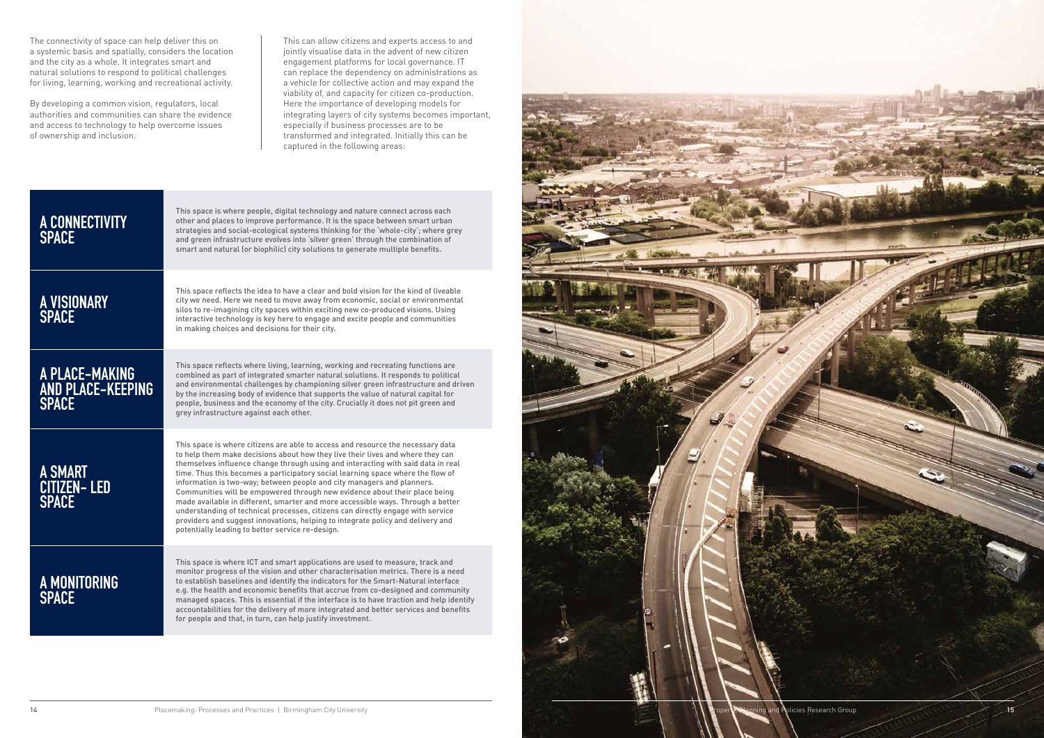The connectivity of space can help deliver this on a systemic basis and spatially, considers the location and the city as a whole. It integrates smart and natural solutions to respond to political challenges for living, learning, working and recreational activity.

By developing a common vision, regulators, local authorities and communities can share the evidence and access to technology to help overcome issues of ownership and inclusion.

This can allow citizens and experts access to and jointly visualise data in the advent of new citizen engagement platforms for local governance. IT can replace the dependency on administrations as a vehicle for collective action and may expand the viability of, and capacity for citizen co-production. Here the importance of developing models for integrating layers of city systems becomes important, especially if business processes are to be transformed and integrated. Initially this can be captured in the following areas:

## A CONNECTIVITY SPACE

This space is where people, digital technology and nature connect across each other and places to improve performance. It is the space between smart urban strategies and social-ecological systems thinking for the 'whole-city'; where grey and green infrastructure evolves into 'silver green' through the combination of smart and natural (or biophilic) city solutions to generate multiple benefits.

## A VISIONARY SPACE

This space reflects the idea to have a clear and bold vision for the kind of liveable city we need. Here we need to move away from economic, social or environmental silos to re-imagining city spaces within exciting new co-produced visions. Using interactive technology is key here to engage and excite people and communities in making choices and decisions for their city.

## A PLACE-MAKING AND PLACE-KEEPING SPACE

This space reflects where living, learning, working and recreating functions are combined as part of integrated smarter natural solutions. It responds to political and environmental challenges by championing silver green infrastructure and driven by the increasing body of evidence that supports the value of natural capital for people, business and the economy of the city. Crucially it does not pit green and grey infrastructure against each other.

## A SMART CITIZEN- LED SPACE

This space is where citizens are able to access and resource the necessary data to help them make decisions about how they live their lives and where they can themselves influence change through using and interacting with said data in real time. Thus this becomes a participatory social learning space where the flow of information is two-way; between people and city managers and planners. Communities will be empowered through new evidence about their place being made available in different, smarter and more accessible ways. Through a better understanding of technical processes, citizens can directly engage with service providers and suggest innovations, helping to integrate policy and delivery and potentially leading to better service re-design.

## A MONITORING SPACE

This space is where ICT and smart applications are used to measure, track and monitor progress of the vision and other characterisation metrics. There is a need to establish baselines and identify the indicators for the Smart-Natural interface e.g. the health and economic benefits that accrue from co-designed and community managed spaces. This is essential if the interface is to have traction and help identify accountabilities for the delivery of more integrated and better services and benefits for people and that, in turn, can help justify investment.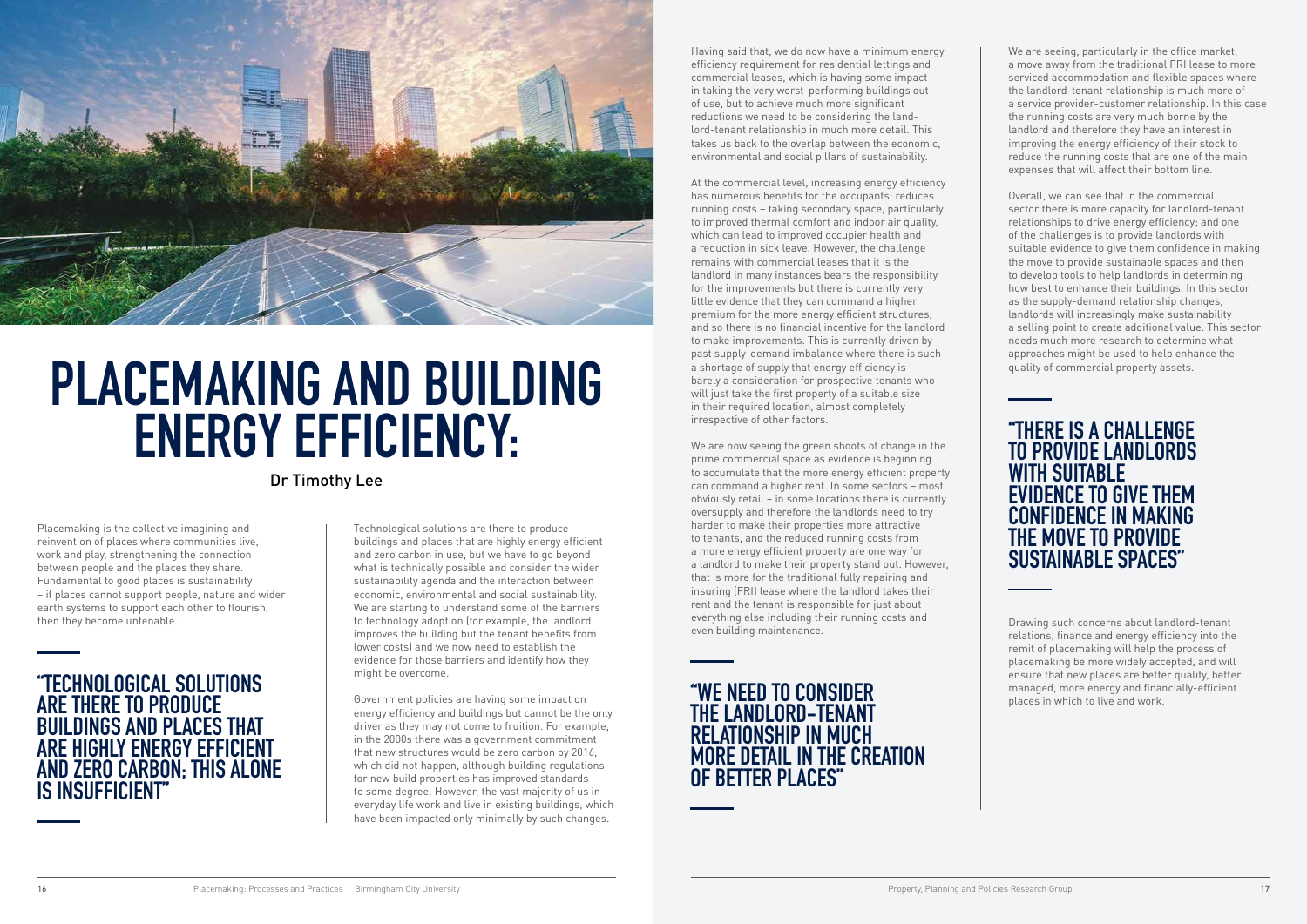# PLACEMAKING AND BUILDING ENERGY EFFICIENCY:

Dr Timothy Lee

Placemaking is the collective imagining and reinvention of places where communities live, work and play, strengthening the connection between people and the places they share. Fundamental to good places is sustainability – if places cannot support people, nature and wider earth systems to support each other to flourish, then they become untenable.

**"TECHNOLOGICAL SOLUTIONS ARE THERE TO PRODUCE BUILDINGS AND PLACES THAT ARE HIGHLY ENERGY EFFICIENT AND ZERO CARBON; THIS ALONE IS INSUFFICIENT"**

Technological solutions are there to produce buildings and places that are highly energy efficient and zero carbon in use, but we have to go beyond what is technically possible and consider the wider sustainability agenda and the interaction between economic, environmental and social sustainability. We are starting to understand some of the barriers to technology adoption (for example, the landlord improves the building but the tenant benefits from lower costs) and we now need to establish the evidence for those barriers and identify how they might be overcome.

Government policies are having some impact on energy efficiency and buildings but cannot be the only driver as they may not come to fruition. For example, in the 2000s there was a government commitment that new structures would be zero carbon by 2016, which did not happen, although building regulations for new build properties has improved standards to some degree. However, the vast majority of us in everyday life work and live in existing buildings, which have been impacted only minimally by such changes.

Having said that, we do now have a minimum energy efficiency requirement for residential lettings and commercial leases, which is having some impact in taking the very worst-performing buildings out of use, but to achieve much more significant reductions we need to be considering the landlord-tenant relationship in much more detail. This takes us back to the overlap between the economic, environmental and social pillars of sustainability.

At the commercial level, increasing energy efficiency has numerous benefits for the occupants: reduces running costs – taking secondary space, particularly to improved thermal comfort and indoor air quality, which can lead to improved occupier health and a reduction in sick leave. However, the challenge remains with commercial leases that it is the landlord in many instances bears the responsibility for the improvements but there is currently very little evidence that they can command a higher premium for the more energy efficient structures, and so there is no financial incentive for the landlord to make improvements. This is currently driven by past supply-demand imbalance where there is such a shortage of supply that energy efficiency is barely a consideration for prospective tenants who will just take the first property of a suitable size in their required location, almost completely irrespective of other factors.

We are now seeing the green shoots of change in the prime commercial space as evidence is beginning to accumulate that the more energy efficient property can command a higher rent. In some sectors – most obviously retail – in some locations there is currently oversupply and therefore the landlords need to try harder to make their properties more attractive to tenants, and the reduced running costs from a more energy efficient property are one way for a landlord to make their property stand out. However, that is more for the traditional fully repairing and insuring (FRI) lease where the landlord takes their rent and the tenant is responsible for just about everything else including their running costs and even building maintenance.

**"WE NEED TO CONSIDER THE LANDLORD-TENANT RELATIONSHIP IN MUCH MORE DETAIL IN THE CREATION OF BETTER PLACES"**

We are seeing, particularly in the office market, a move away from the traditional FRI lease to more serviced accommodation and flexible spaces where the landlord-tenant relationship is much more of a service provider-customer relationship. In this case the running costs are very much borne by the landlord and therefore they have an interest in improving the energy efficiency of their stock to reduce the running costs that are one of the main expenses that will affect their bottom line.

Overall, we can see that in the commercial sector there is more capacity for landlord-tenant relationships to drive energy efficiency; and one of the challenges is to provide landlords with suitable evidence to give them confidence in making the move to provide sustainable spaces and then to develop tools to help landlords in determining how best to enhance their buildings. In this sector as the supply-demand relationship changes, landlords will increasingly make sustainability a selling point to create additional value. This sector needs much more research to determine what approaches might be used to help enhance the quality of commercial property assets.

**"THERE IS A CHALLENGE TO PROVIDE LANDLORDS WITH SUITABLE EVIDENCE TO GIVE THEM CONFIDENCE IN MAKING THE MOVE TO PROVIDE SUSTAINABLE SPACES"**

Drawing such concerns about landlord-tenant relations, finance and energy efficiency into the remit of placemaking will help the process of placemaking be more widely accepted, and will ensure that new places are better quality, better managed, more energy and financially-efficient places in which to live and work.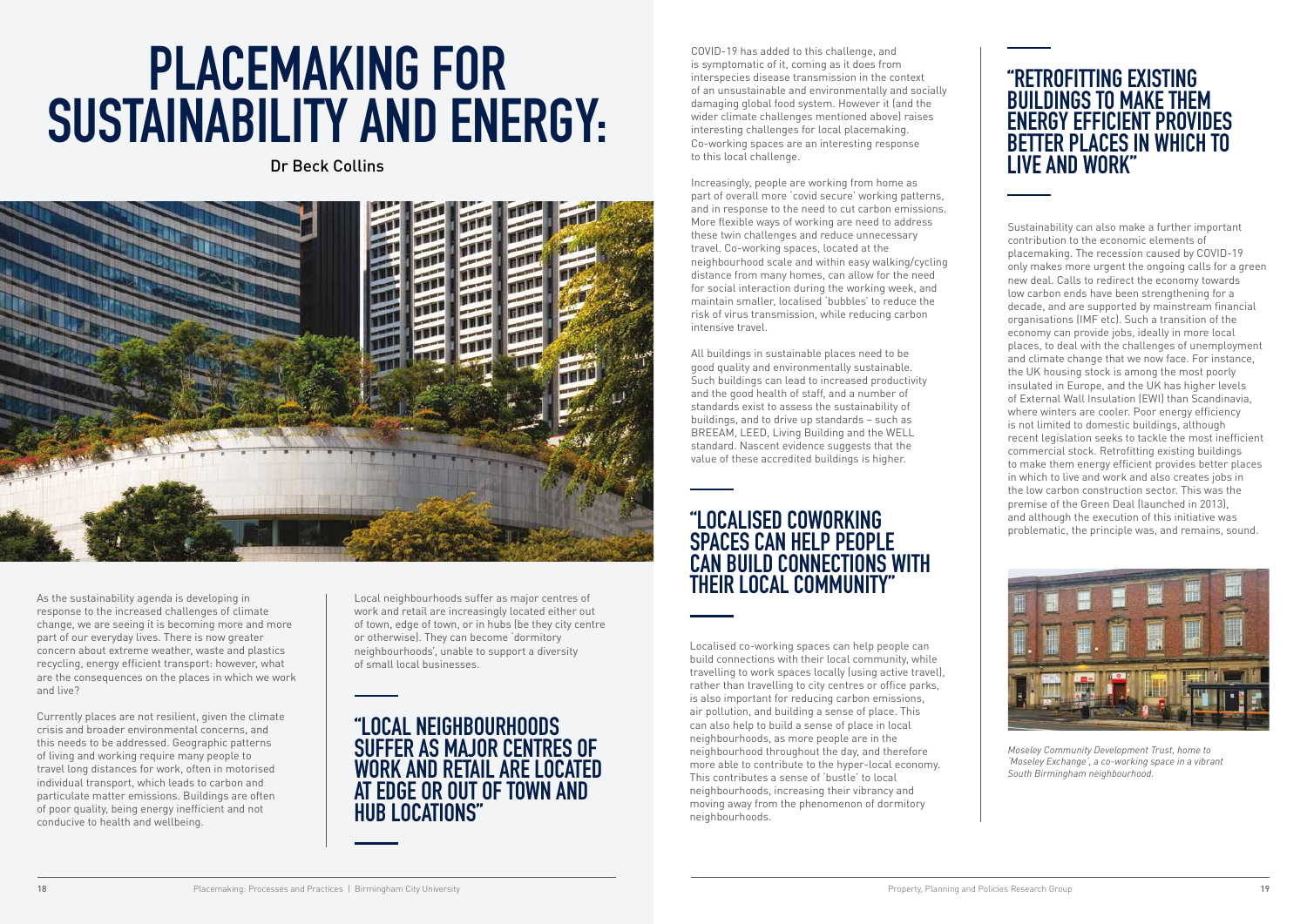# PLACEMAKING FOR SUSTAINABILITY AND ENERGY:

Dr Beck Collins

As the sustainability agenda is developing in response to the increased challenges of climate change, we are seeing it is becoming more and more part of our everyday lives. There is now greater concern about extreme weather, waste and plastics recycling, energy efficient transport: however, what are the consequences on the places in which we work and live?

Currently places are not resilient, given the climate crisis and broader environmental concerns, and this needs to be addressed. Geographic patterns of living and working require many people to travel long distances for work, often in motorised individual transport, which leads to carbon and particulate matter emissions. Buildings are often of poor quality, being energy inefficient and not conducive to health and wellbeing.

Local neighbourhoods suffer as major centres of work and retail are increasingly located either out of town, edge of town, or in hubs (be they city centre or otherwise). They can become 'dormitory neighbourhoods', unable to support a diversity of small local businesses.

> "LOCAL NEIGHBOURHOODS SUFFER AS MAJOR CENTRES OF WORK AND RETAIL ARE LOCATED AT EDGE OR OUT OF TOWN AND HUB LOCATIONS"

COVID-19 has added to this challenge, and is symptomatic of it, coming as it does from interspecies disease transmission in the context of an unsustainable and environmentally and socially damaging global food system. However it (and the wider climate challenges mentioned above) raises interesting challenges for local placemaking. Co-working spaces are an interesting response to this local challenge.

Increasingly, people are working from home as part of overall more 'covid secure' working patterns, and in response to the need to cut carbon emissions. More flexible ways of working are need to address these twin challenges and reduce unnecessary travel. Co-working spaces, located at the neighbourhood scale and within easy walking/cycling distance from many homes, can allow for the need for social interaction during the working week, and maintain smaller, localised 'bubbles' to reduce the risk of virus transmission, while reducing carbon intensive travel.

All buildings in sustainable places need to be good quality and environmentally sustainable. Such buildings can lead to increased productivity and the good health of staff, and a number of standards exist to assess the sustainability of buildings, and to drive up standards – such as BREEAM, LEED, Living Building and the WELL standard. Nascent evidence suggests that the value of these accredited buildings is higher.

> "LOCALISED COWORKING SPACES CAN HELP PEOPLE CAN BUILD CONNECTIONS WITH THEIR LOCAL COMMUNITY"

Localised co-working spaces can help people can build connections with their local community, while travelling to work spaces locally (using active travel), rather than travelling to city centres or office parks, is also important for reducing carbon emissions, air pollution, and building a sense of place. This can also help to build a sense of place in local neighbourhoods, as more people are in the neighbourhood throughout the day, and therefore more able to contribute to the hyper-local economy. This contributes a sense of 'bustle' to local neighbourhoods, increasing their vibrancy and moving away from the phenomenon of dormitory neighbourhoods.

> "RETROFITTING EXISTING BUILDINGS TO MAKE THEM ENERGY EFFICIENT PROVIDES BETTER PLACES IN WHICH TO LIVE AND WORK"

Sustainability can also make a further important contribution to the economic elements of placemaking. The recession caused by COVID-19 only makes more urgent the ongoing calls for a green new deal. Calls to redirect the economy towards low carbon ends have been strengthening for a decade, and are supported by mainstream financial organisations (IMF etc). Such a transition of the economy can provide jobs, ideally in more local places, to deal with the challenges of unemployment and climate change that we now face. For instance, the UK housing stock is among the most poorly insulated in Europe, and the UK has higher levels of External Wall Insulation (EWI) than Scandinavia, where winters are cooler. Poor energy efficiency is not limited to domestic buildings, although recent legislation seeks to tackle the most inefficient commercial stock. Retrofitting existing buildings to make them energy efficient provides better places in which to live and work and also creates jobs in the low carbon construction sector. This was the premise of the Green Deal (launched in 2013), and although the execution of this initiative was problematic, the principle was, and remains, sound.

*Moseley Community Development Trust, home to 'Moseley Exchange', a co-working space in a vibrant South Birmingham neighbourhood.*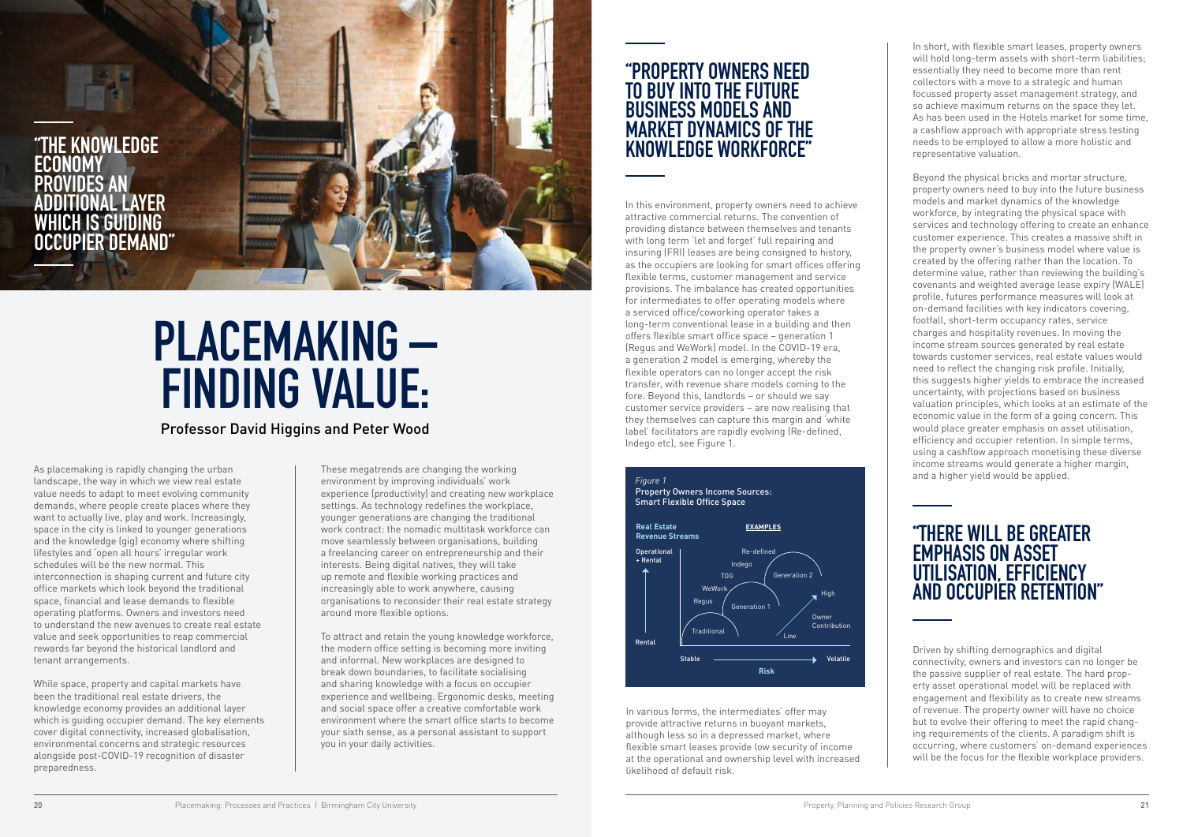# PLACEMAKING – FINDING VALUE:

Professor David Higgins and Peter Wood

As placemaking is rapidly changing the urban landscape, the way in which we view real estate value needs to adapt to meet evolving community demands, where people create places where they want to actually live, play and work. Increasingly, space in the city is linked to younger generations and the knowledge (gig) economy where shifting lifestyles and 'open all hours' irregular work schedules will be the new normal. This interconnection is shaping current and future city office markets which look beyond the traditional space, financial and lease demands to flexible operating platforms. Owners and investors need to understand the new avenues to create real estate value and seek opportunities to reap commercial rewards far beyond the historical landlord and tenant arrangements.

While space, property and capital markets have been the traditional real estate drivers, the knowledge economy provides an additional layer which is guiding occupier demand. The key elements cover digital connectivity, increased globalisation, environmental concerns and strategic resources alongside post-COVID-19 recognition of disaster preparedness.

> "THE KNOWLEDGE ECONOMY PROVIDES AN ADDITIONAL LAYER WHICH IS GUIDING OCCUPIER DEMAND"

These megatrends are changing the working environment by improving individuals' work experience (productivity) and creating new workplace settings. As technology redefines the workplace, younger generations are changing the traditional work contract: the nomadic multitask workforce can move seamlessly between organisations, building a freelancing career on entrepreneurship and their interests. Being digital natives, they will take up remote and flexible working practices and increasingly able to work anywhere, causing organisations to reconsider their real estate strategy around more flexible options.

To attract and retain the young knowledge workforce, the modern office setting is becoming more inviting and informal. New workplaces are designed to break down boundaries, to facilitate socialising and sharing knowledge with a focus on occupier experience and wellbeing. Ergonomic desks, meeting and social space offer a creative comfortable work environment where the smart office starts to become your sixth sense, as a personal assistant to support you in your daily activities.

> "PROPERTY OWNERS NEED TO BUY INTO THE FUTURE BUSINESS MODELS AND MARKET DYNAMICS OF THE KNOWLEDGE WORKFORCE"

In this environment, property owners need to achieve attractive commercial returns. The convention of providing distance between themselves and tenants with long term 'let and forget' full repairing and insuring (FRI) leases are being consigned to history, as the occupiers are looking for smart offices offering flexible terms, customer management and service provisions. The imbalance has created opportunities for intermediates to offer operating models where a serviced office/coworking operator takes a long-term conventional lease in a building and then offers flexible smart office space – generation 1 (Regus and WeWork) model. In the COVID-19 era, a generation 2 model is emerging, whereby the flexible operators can no longer accept the risk transfer, with revenue share models coming to the fore. Beyond this, landlords – or should we say customer service providers – are now realising that they themselves can capture this margin and 'white label' facilitators are rapidly evolving (Re-defined, Indego etc), see Figure 1.

*Figure 1*
Property Owners Income Sources: Smart Flexible Office Space

(Chart: y-axis "Real Estate Revenue Streams" from Rental to Operational + Rental; x-axis "Risk" from Stable to Volatile. Examples: Traditional; Regus, WeWork (Generation 1); TOG, Indego, Re-defined (Generation 2); Owner Contribution Low to High.)

In various forms, the intermediates' offer may provide attractive returns in buoyant markets, although less so in a depressed market, where flexible smart leases provide low security of income at the operational and ownership level with increased likelihood of default risk.

In short, with flexible smart leases, property owners will hold long-term assets with short-term liabilities; essentially they need to become more than rent collectors with a move to a strategic and human focussed property asset management strategy, and so achieve maximum returns on the space they let. As has been used in the Hotels market for some time, a cashflow approach with appropriate stress testing needs to be employed to allow a more holistic and representative valuation.

Beyond the physical bricks and mortar structure, property owners need to buy into the future business models and market dynamics of the knowledge workforce, by integrating the physical space with services and technology offering to create an enhance customer experience. This creates a massive shift in the property owner's business model where value is created by the offering rather than the location. To determine value, rather than reviewing the building's covenants and weighted average lease expiry (WALE) profile, futures performance measures will look at on-demand facilities with key indicators covering, footfall, short-term occupancy rates, service charges and hospitality revenues. In moving the income stream sources generated by real estate towards customer services, real estate values would need to reflect the changing risk profile. Initially, this suggests higher yields to embrace the increased uncertainty, with projections based on business valuation principles, which looks at an estimate of the economic value in the form of a going concern. This would place greater emphasis on asset utilisation, efficiency and occupier retention. In simple terms, using a cashflow approach monetising these diverse income streams would generate a higher margin, and a higher yield would be applied.

> "THERE WILL BE GREATER EMPHASIS ON ASSET UTILISATION, EFFICIENCY AND OCCUPIER RETENTION"

Driven by shifting demographics and digital connectivity, owners and investors can no longer be the passive supplier of real estate. The hard property asset operational model will be replaced with engagement and flexibility as to create new streams of revenue. The property owner will have no choice but to evolve their offering to meet the rapid changing requirements of the clients. A paradigm shift is occurring, where customers' on-demand experiences will be the focus for the flexible workplace providers.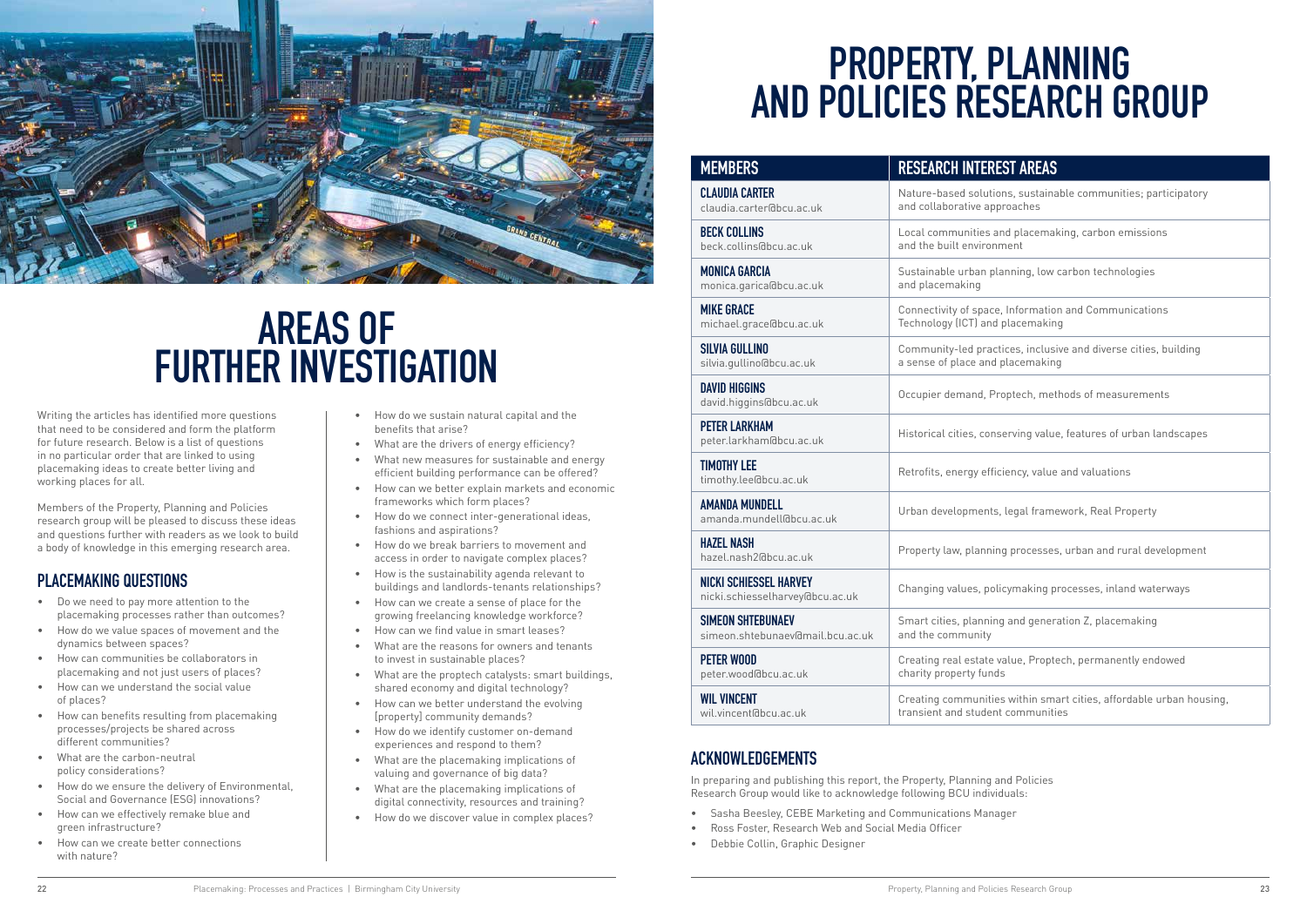# AREAS OF FURTHER INVESTIGATION

Writing the articles has identified more questions that need to be considered and form the platform for future research. Below is a list of questions in no particular order that are linked to using placemaking ideas to create better living and working places for all.

Members of the Property, Planning and Policies research group will be pleased to discuss these ideas and questions further with readers as we look to build a body of knowledge in this emerging research area.

## PLACEMAKING QUESTIONS

- Do we need to pay more attention to the placemaking processes rather than outcomes?
- How do we value spaces of movement and the dynamics between spaces?
- How can communities be collaborators in placemaking and not just users of places?
- How can we understand the social value of places?
- How can benefits resulting from placemaking processes/projects be shared across different communities?
- What are the carbon-neutral policy considerations?
- How do we ensure the delivery of Environmental, Social and Governance (ESG) innovations?
- How can we effectively remake blue and green infrastructure?
- How can we create better connections with nature?
- How do we sustain natural capital and the benefits that arise?
- What are the drivers of energy efficiency?
- What new measures for sustainable and energy efficient building performance can be offered?
- How can we better explain markets and economic frameworks which form places?
- How do we connect inter-generational ideas, fashions and aspirations?
- How do we break barriers to movement and access in order to navigate complex places?
- How is the sustainability agenda relevant to buildings and landlords-tenants relationships?
- How can we create a sense of place for the growing freelancing knowledge workforce?
- How can we find value in smart leases?
- What are the reasons for owners and tenants to invest in sustainable places?
- What are the proptech catalysts: smart buildings, shared economy and digital technology?
- How can we better understand the evolving [property] community demands?
- How do we identify customer on-demand experiences and respond to them?
- What are the placemaking implications of valuing and governance of big data?
- What are the placemaking implications of digital connectivity, resources and training?
- How do we discover value in complex places?

# PROPERTY, PLANNING AND POLICIES RESEARCH GROUP

| MEMBERS | RESEARCH INTEREST AREAS |
|---|---|
| **CLAUDIA CARTER** claudia.carter@bcu.ac.uk | Nature-based solutions, sustainable communities; participatory and collaborative approaches |
| **BECK COLLINS** beck.collins@bcu.ac.uk | Local communities and placemaking, carbon emissions and the built environment |
| **MONICA GARCIA** monica.garica@bcu.ac.uk | Sustainable urban planning, low carbon technologies and placemaking |
| **MIKE GRACE** michael.grace@bcu.ac.uk | Connectivity of space, Information and Communications Technology (ICT) and placemaking |
| **SILVIA GULLINO** silvia.gullino@bcu.ac.uk | Community-led practices, inclusive and diverse cities, building a sense of place and placemaking |
| **DAVID HIGGINS** david.higgins@bcu.ac.uk | Occupier demand, Proptech, methods of measurements |
| **PETER LARKHAM** peter.larkham@bcu.ac.uk | Historical cities, conserving value, features of urban landscapes |
| **TIMOTHY LEE** timothy.lee@bcu.ac.uk | Retrofits, energy efficiency, value and valuations |
| **AMANDA MUNDELL** amanda.mundell@bcu.ac.uk | Urban developments, legal framework, Real Property |
| **HAZEL NASH** hazel.nash2@bcu.ac.uk | Property law, planning processes, urban and rural development |
| **NICKI SCHIESSEL HARVEY** nicki.schiesselharvey@bcu.ac.uk | Changing values, policymaking processes, inland waterways |
| **SIMEON SHTEBUNAEV** simeon.shtebunaev@mail.bcu.ac.uk | Smart cities, planning and generation Z, placemaking and the community |
| **PETER WOOD** peter.wood@bcu.ac.uk | Creating real estate value, Proptech, permanently endowed charity property funds |
| **WIL VINCENT** wil.vincent@bcu.ac.uk | Creating communities within smart cities, affordable urban housing, transient and student communities |

## ACKNOWLEDGEMENTS

In preparing and publishing this report, the Property, Planning and Policies Research Group would like to acknowledge following BCU individuals:

- Sasha Beesley, CEBE Marketing and Communications Manager
- Ross Foster, Research Web and Social Media Officer
- Debbie Collin, Graphic Designer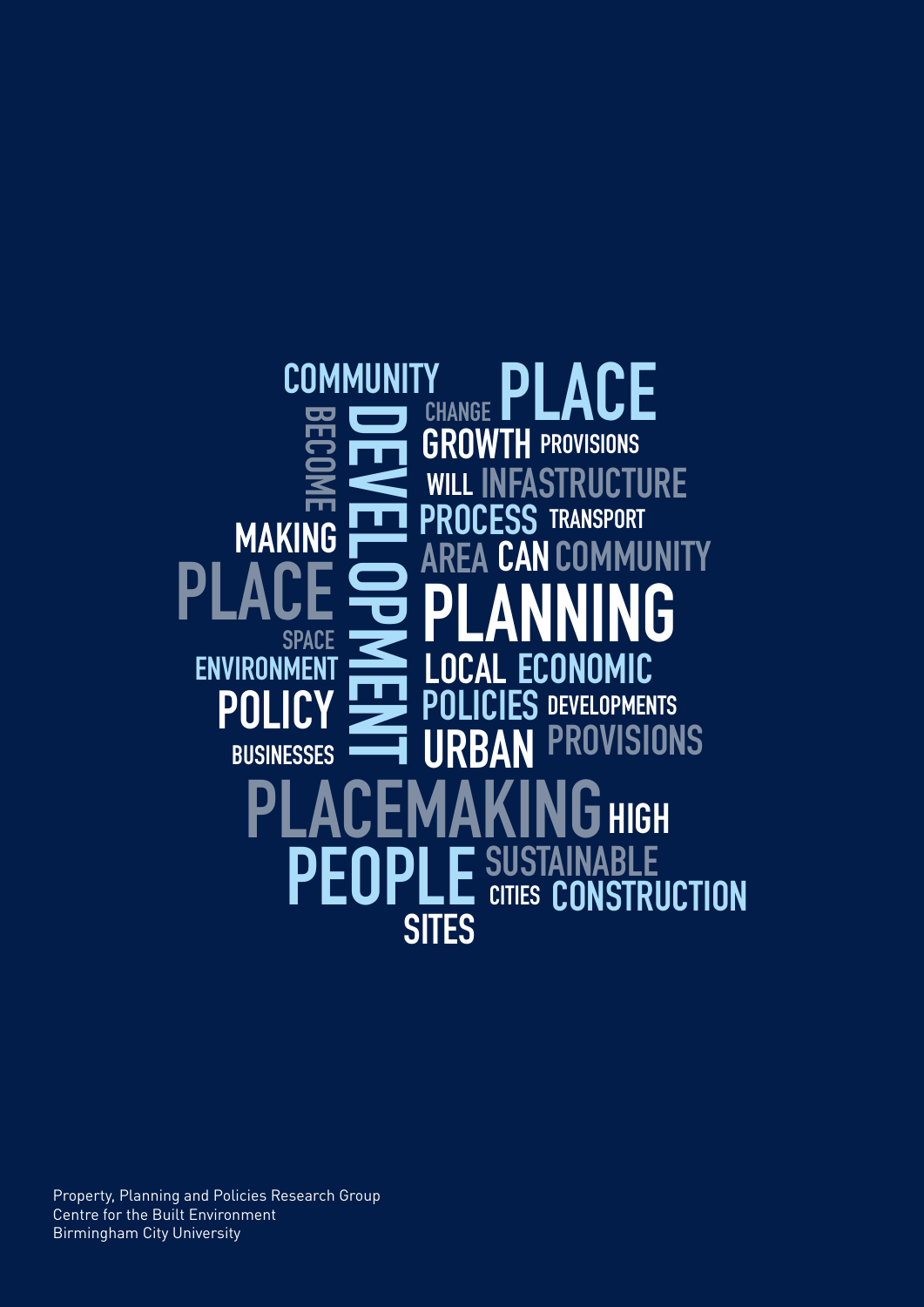COMMUNITY PLACE CHANGE GROWTH PROVISIONS BECOME DEVELOPMENT WILL INFASTRUCTURE PROCESS TRANSPORT MAKING AREA CAN COMMUNITY PLACE PLANNING SPACE ENVIRONMENT LOCAL ECONOMIC POLICY POLICIES DEVELOPMENTS BUSINESSES URBAN PROVISIONS PLACEMAKING HIGH PEOPLE SUSTAINABLE CITIES CONSTRUCTION SITES

Property, Planning and Policies Research Group
Centre for the Built Environment
Birmingham City University